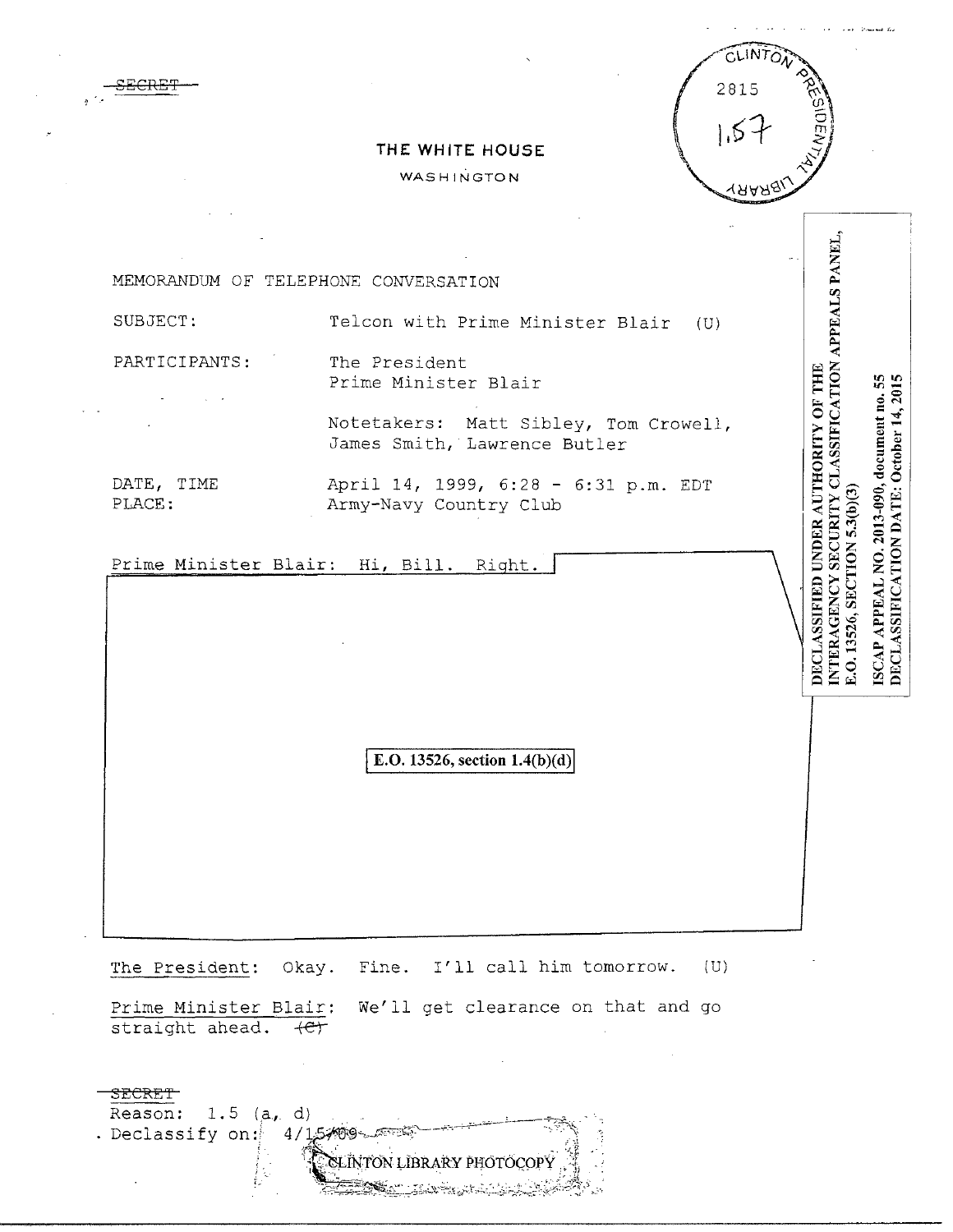SECRET

THE WHITE HOUSE

WASHINGTON

CLINTON PRESIDENTIAL LIBRARY 2815 1.57

DECLASSIFIED UNDER AUTHORITY OF THE INTERAGENCY SECURITY CLASSIFICATION APPEALS PANEL, E.O. 13526, SECTION 5.3(b)(3)

ISCAP APPEAL NO. 2013-090, document no. 55
DECLASSIFICATION DATE: October 14, 2015

MEMORANDUM OF TELEPHONE CONVERSATION

SUBJECT: Telcon with Prime Minister Blair (U)

PARTICIPANTS: The President
Prime Minister Blair

Notetakers: Matt Sibley, Tom Crowell, James Smith, Lawrence Butler

DATE, TIME PLACE: April 14, 1999, 6:28 - 6:31 p.m. EDT
Army-Navy Country Club

Prime Minister Blair: Hi, Bill. Right.

E.O. 13526, section 1.4(b)(d)

The President: Okay. Fine. I'll call him tomorrow. (U)

Prime Minister Blair: We'll get clearance on that and go straight ahead. (C)

SECRET
Reason: 1.5 (a, d)
Declassify on: 4/15/09

CLINTON LIBRARY PHOTOCOPY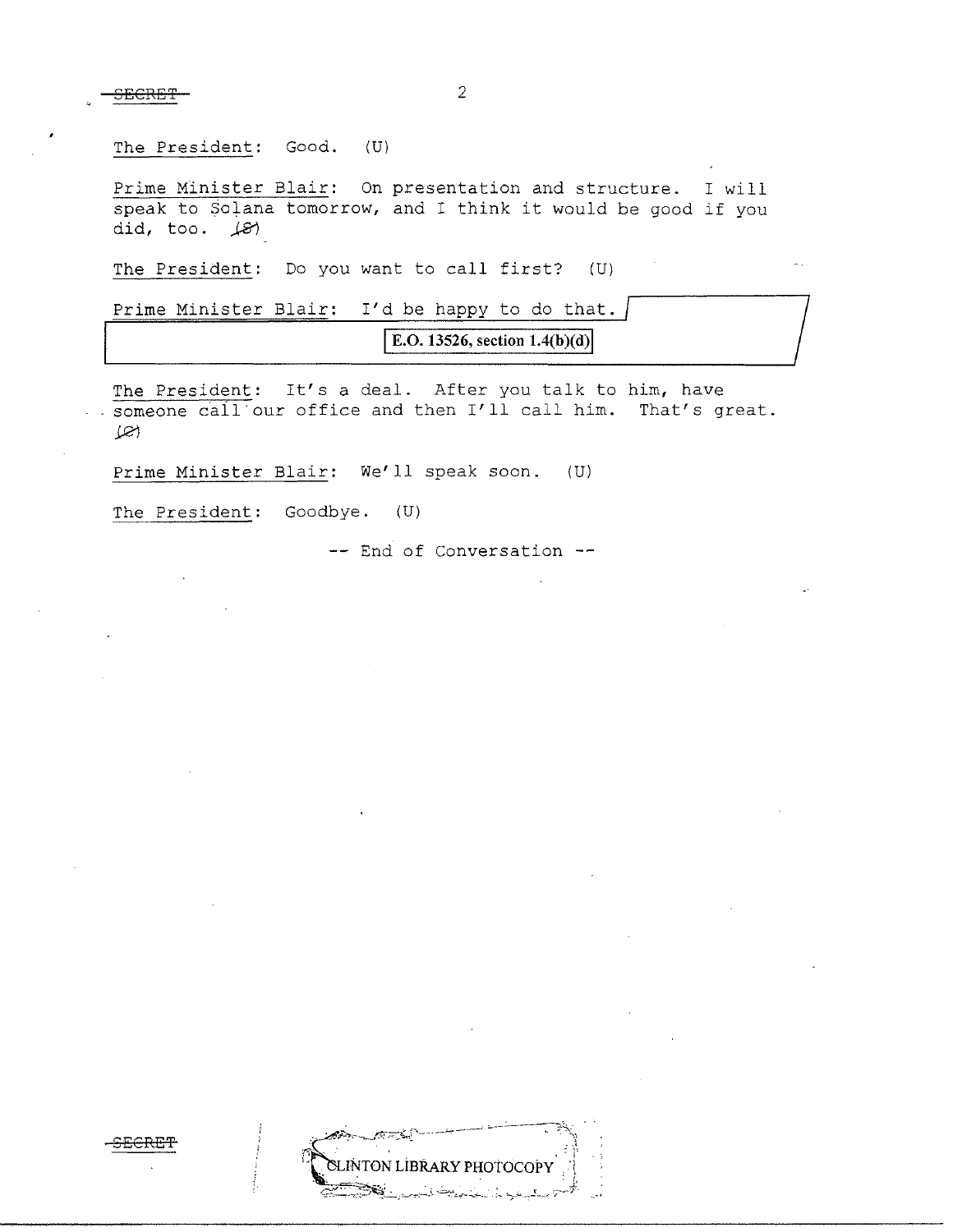The President: Good. (U)

Prime Minister Blair: On presentation and structure. I will speak to Solana tomorrow, and I think it would be good if you did, too. (S)

The President: Do you want to call first? (U)

Prime Minister Blair: I'd be happy to do that.

E.O. 13526, section 1.4(b)(d)

The President: It's a deal. After you talk to him, have someone call our office and then I'll call him. That's great. (C)

Prime Minister Blair: We'll speak soon. (U)

The President: Goodbye. (U)

-- End of Conversation --